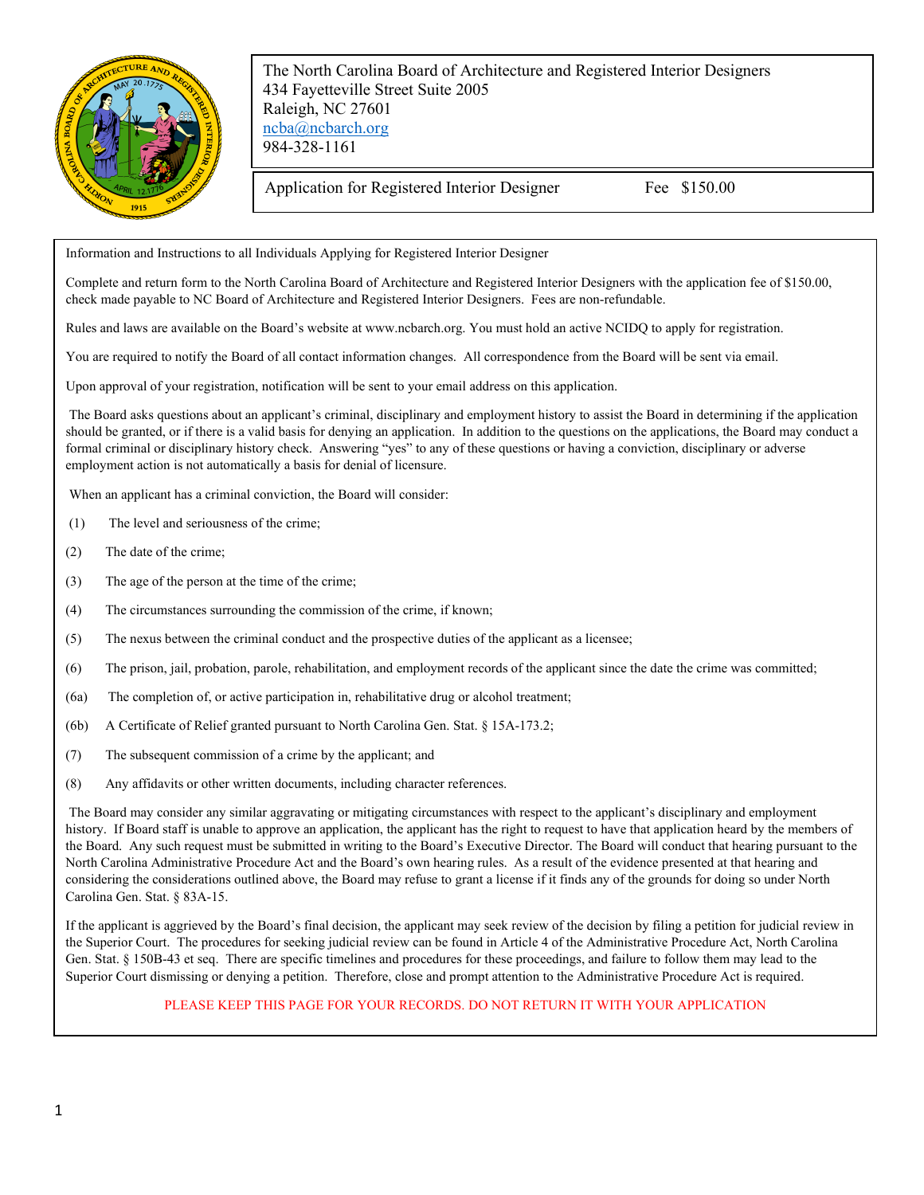The North Carolina Board of Architecture and Registered Interior Designers
434 Fayetteville Street Suite 2005
Raleigh, NC 27601
ncba@ncbarch.org
984-328-1161

Application for Registered Interior Designer — Fee $150.00

Information and Instructions to all Individuals Applying for Registered Interior Designer

Complete and return form to the North Carolina Board of Architecture and Registered Interior Designers with the application fee of $150.00, check made payable to NC Board of Architecture and Registered Interior Designers. Fees are non-refundable.

Rules and laws are available on the Board's website at www.ncbarch.org. You must hold an active NCIDQ to apply for registration.

You are required to notify the Board of all contact information changes. All correspondence from the Board will be sent via email.

Upon approval of your registration, notification will be sent to your email address on this application.

The Board asks questions about an applicant's criminal, disciplinary and employment history to assist the Board in determining if the application should be granted, or if there is a valid basis for denying an application. In addition to the questions on the applications, the Board may conduct a formal criminal or disciplinary history check. Answering "yes" to any of these questions or having a conviction, disciplinary or adverse employment action is not automatically a basis for denial of licensure.

When an applicant has a criminal conviction, the Board will consider:

(1) The level and seriousness of the crime;

(2) The date of the crime;

(3) The age of the person at the time of the crime;

(4) The circumstances surrounding the commission of the crime, if known;

(5) The nexus between the criminal conduct and the prospective duties of the applicant as a licensee;

(6) The prison, jail, probation, parole, rehabilitation, and employment records of the applicant since the date the crime was committed;

(6a) The completion of, or active participation in, rehabilitative drug or alcohol treatment;

(6b) A Certificate of Relief granted pursuant to North Carolina Gen. Stat. § 15A-173.2;

(7) The subsequent commission of a crime by the applicant; and

(8) Any affidavits or other written documents, including character references.

The Board may consider any similar aggravating or mitigating circumstances with respect to the applicant's disciplinary and employment history. If Board staff is unable to approve an application, the applicant has the right to request to have that application heard by the members of the Board. Any such request must be submitted in writing to the Board's Executive Director. The Board will conduct that hearing pursuant to the North Carolina Administrative Procedure Act and the Board's own hearing rules. As a result of the evidence presented at that hearing and considering the considerations outlined above, the Board may refuse to grant a license if it finds any of the grounds for doing so under North Carolina Gen. Stat. § 83A-15.

If the applicant is aggrieved by the Board's final decision, the applicant may seek review of the decision by filing a petition for judicial review in the Superior Court. The procedures for seeking judicial review can be found in Article 4 of the Administrative Procedure Act, North Carolina Gen. Stat. § 150B-43 et seq. There are specific timelines and procedures for these proceedings, and failure to follow them may lead to the Superior Court dismissing or denying a petition. Therefore, close and prompt attention to the Administrative Procedure Act is required.

PLEASE KEEP THIS PAGE FOR YOUR RECORDS. DO NOT RETURN IT WITH YOUR APPLICATION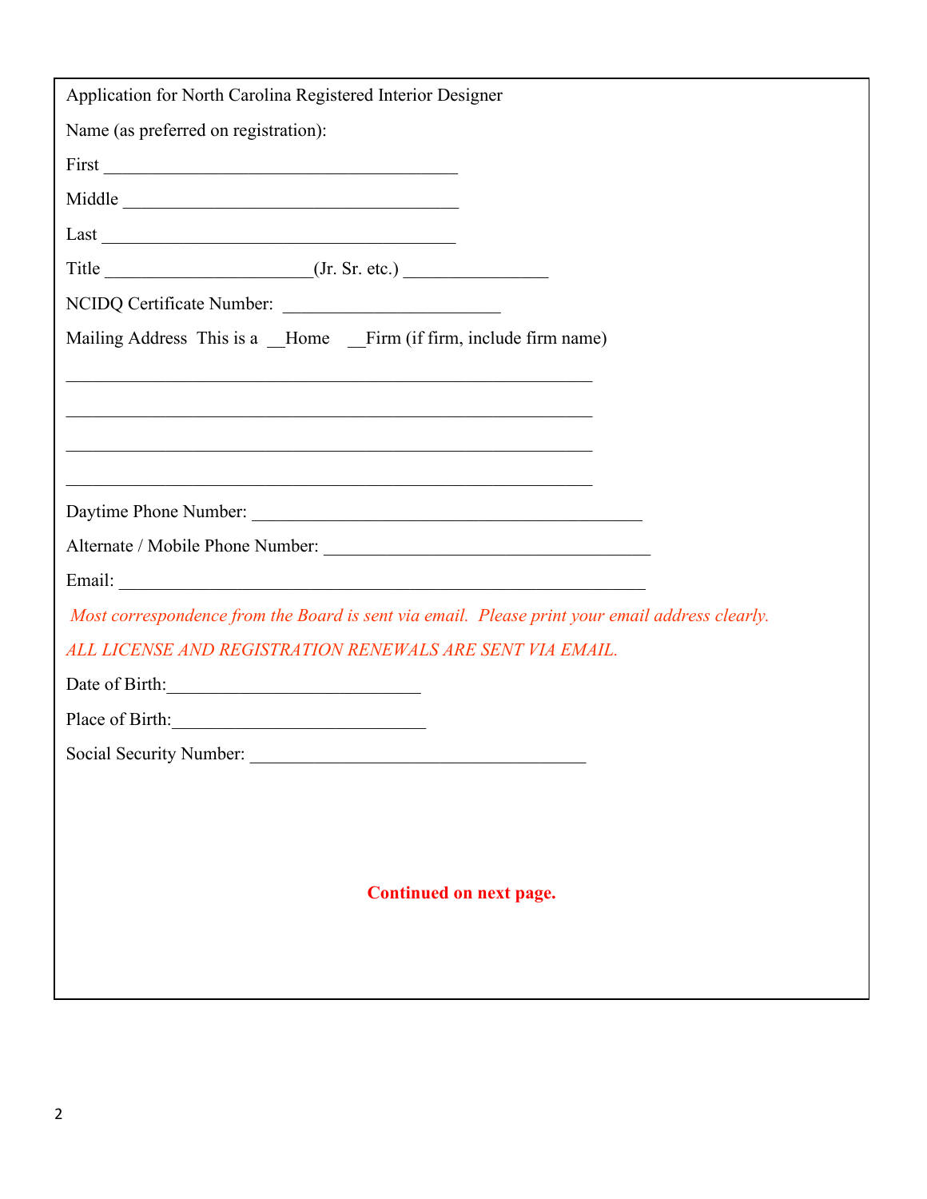Application for North Carolina Registered Interior Designer

Name (as preferred on registration):

First ________________________________________

Middle ______________________________________

Last ________________________________________

Title ______________________(Jr. Sr. etc.) _______________

NCIDQ Certificate Number: _______________________

Mailing Address  This is a  __Home   __Firm (if firm, include firm name)

____________________________________________________________

____________________________________________________________

____________________________________________________________

____________________________________________________________

Daytime Phone Number: ____________________________________________

Alternate / Mobile Phone Number: _____________________________________

Email: ____________________________________________________________

*Most correspondence from the Board is sent via email.  Please print your email address clearly.*

*ALL LICENSE AND REGISTRATION RENEWALS ARE SENT VIA EMAIL.*

Date of Birth:___________________________

Place of Birth:___________________________

Social Security Number: _____________________________________

**Continued on next page.**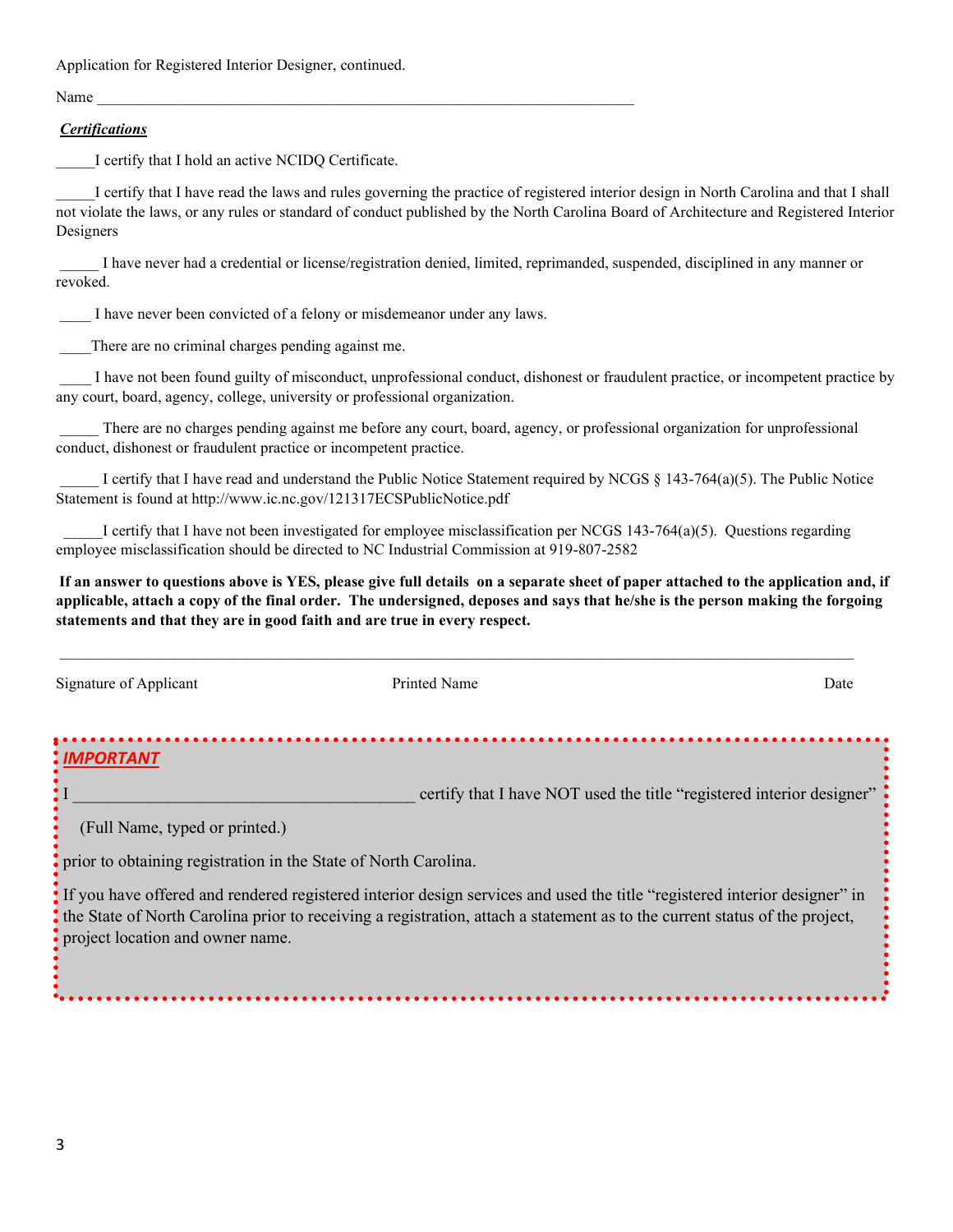Application for Registered Interior Designer, continued.

Name ___________________________________________________________________________

***Certifications***

_____I certify that I hold an active NCIDQ Certificate.

_____I certify that I have read the laws and rules governing the practice of registered interior design in North Carolina and that I shall not violate the laws, or any rules or standard of conduct published by the North Carolina Board of Architecture and Registered Interior Designers

_____ I have never had a credential or license/registration denied, limited, reprimanded, suspended, disciplined in any manner or revoked.

____ I have never been convicted of a felony or misdemeanor under any laws.

____There are no criminal charges pending against me.

____ I have not been found guilty of misconduct, unprofessional conduct, dishonest or fraudulent practice, or incompetent practice by any court, board, agency, college, university or professional organization.

_____ There are no charges pending against me before any court, board, agency, or professional organization for unprofessional conduct, dishonest or fraudulent practice or incompetent practice.

_____ I certify that I have read and understand the Public Notice Statement required by NCGS § 143-764(a)(5). The Public Notice Statement is found at http://www.ic.nc.gov/121317ECSPublicNotice.pdf

_____I certify that I have not been investigated for employee misclassification per NCGS 143-764(a)(5). Questions regarding employee misclassification should be directed to NC Industrial Commission at 919-807-2582

**If an answer to questions above is YES, please give full details on a separate sheet of paper attached to the application and, if applicable, attach a copy of the final order. The undersigned, deposes and says that he/she is the person making the forgoing statements and that they are in good faith and are true in every respect.**

_____________________________________________________________________________________________

Signature of Applicant Printed Name Date

***IMPORTANT***

I ________________________________________ certify that I have NOT used the title "registered interior designer"

(Full Name, typed or printed.)

prior to obtaining registration in the State of North Carolina.

If you have offered and rendered registered interior design services and used the title "registered interior designer" in the State of North Carolina prior to receiving a registration, attach a statement as to the current status of the project, project location and owner name.